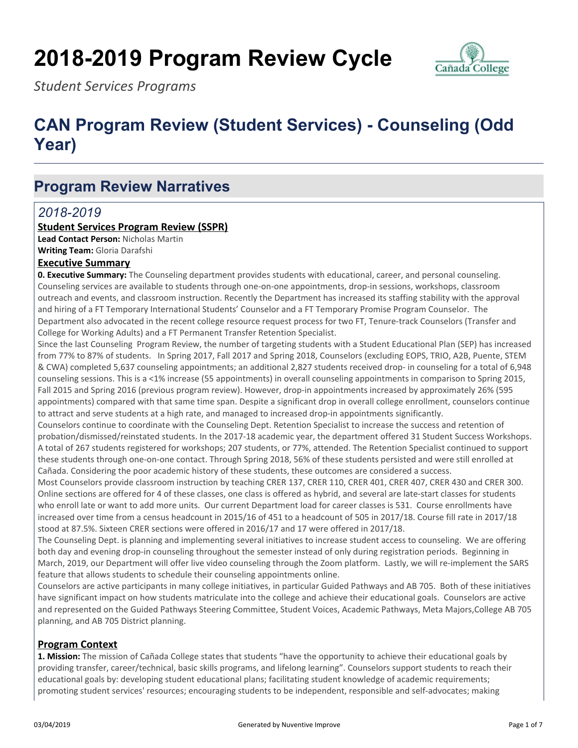# 2018-2019 Program Review Cycle

*Student Services Programs*

# CAN Program Review (Student Services) - Counseling (Odd Year)

## Program Review Narratives

### *2018-2019*

**Student Services Program Review (SSPR)**

**Lead Contact Person:** Nicholas Martin

**Writing Team:** Gloria Darafshi

**Executive Summary**

**0. Executive Summary:** The Counseling department provides students with educational, career, and personal counseling. Counseling services are available to students through one-on-one appointments, drop-in sessions, workshops, classroom outreach and events, and classroom instruction. Recently the Department has increased its staffing stability with the approval and hiring of a FT Temporary International Students' Counselor and a FT Temporary Promise Program Counselor. The Department also advocated in the recent college resource request process for two FT, Tenure-track Counselors (Transfer and College for Working Adults) and a FT Permanent Transfer Retention Specialist.

Since the last Counseling Program Review, the number of targeting students with a Student Educational Plan (SEP) has increased from 77% to 87% of students. In Spring 2017, Fall 2017 and Spring 2018, Counselors (excluding EOPS, TRIO, A2B, Puente, STEM & CWA) completed 5,637 counseling appointments; an additional 2,827 students received drop- in counseling for a total of 6,948 counseling sessions. This is a <1% increase (55 appointments) in overall counseling appointments in comparison to Spring 2015, Fall 2015 and Spring 2016 (previous program review). However, drop-in appointments increased by approximately 26% (595 appointments) compared with that same time span. Despite a significant drop in overall college enrollment, counselors continue to attract and serve students at a high rate, and managed to increased drop-in appointments significantly.

Counselors continue to coordinate with the Counseling Dept. Retention Specialist to increase the success and retention of probation/dismissed/reinstated students. In the 2017-18 academic year, the department offered 31 Student Success Workshops. A total of 267 students registered for workshops; 207 students, or 77%, attended. The Retention Specialist continued to support these students through one-on-one contact. Through Spring 2018, 56% of these students persisted and were still enrolled at Cañada. Considering the poor academic history of these students, these outcomes are considered a success.

Most Counselors provide classroom instruction by teaching CRER 137, CRER 110, CRER 401, CRER 407, CRER 430 and CRER 300. Online sections are offered for 4 of these classes, one class is offered as hybrid, and several are late-start classes for students who enroll late or want to add more units. Our current Department load for career classes is 531. Course enrollments have increased over time from a census headcount in 2015/16 of 451 to a headcount of 505 in 2017/18. Course fill rate in 2017/18 stood at 87.5%. Sixteen CRER sections were offered in 2016/17 and 17 were offered in 2017/18.

The Counseling Dept. is planning and implementing several initiatives to increase student access to counseling. We are offering both day and evening drop-in counseling throughout the semester instead of only during registration periods. Beginning in March, 2019, our Department will offer live video counseling through the Zoom platform. Lastly, we will re-implement the SARS feature that allows students to schedule their counseling appointments online.

Counselors are active participants in many college initiatives, in particular Guided Pathways and AB 705. Both of these initiatives have significant impact on how students matriculate into the college and achieve their educational goals. Counselors are active and represented on the Guided Pathways Steering Committee, Student Voices, Academic Pathways, Meta Majors,College AB 705 planning, and AB 705 District planning.

**Program Context**

**1. Mission:** The mission of Cañada College states that students "have the opportunity to achieve their educational goals by providing transfer, career/technical, basic skills programs, and lifelong learning". Counselors support students to reach their educational goals by: developing student educational plans; facilitating student knowledge of academic requirements; promoting student services' resources; encouraging students to be independent, responsible and self-advocates; making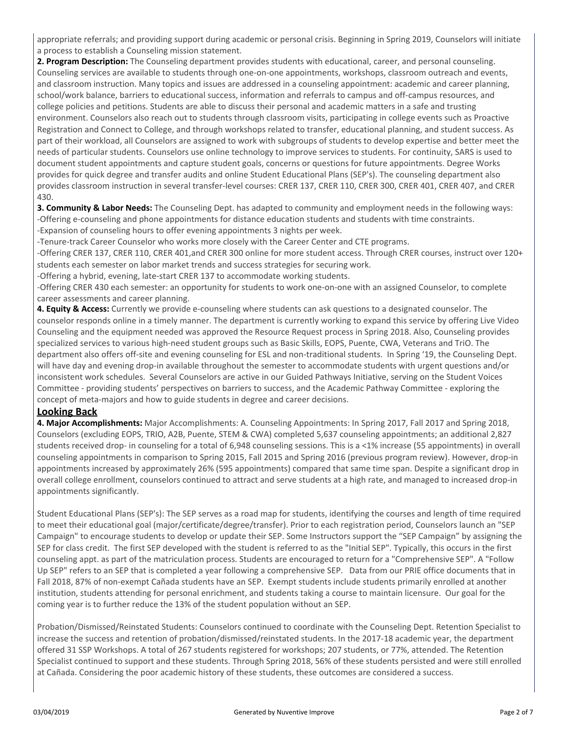appropriate referrals; and providing support during academic or personal crisis. Beginning in Spring 2019, Counselors will initiate a process to establish a Counseling mission statement.

**2. Program Description:** The Counseling department provides students with educational, career, and personal counseling. Counseling services are available to students through one-on-one appointments, workshops, classroom outreach and events, and classroom instruction. Many topics and issues are addressed in a counseling appointment: academic and career planning, school/work balance, barriers to educational success, information and referrals to campus and off-campus resources, and college policies and petitions. Students are able to discuss their personal and academic matters in a safe and trusting environment. Counselors also reach out to students through classroom visits, participating in college events such as Proactive Registration and Connect to College, and through workshops related to transfer, educational planning, and student success. As part of their workload, all Counselors are assigned to work with subgroups of students to develop expertise and better meet the needs of particular students. Counselors use online technology to improve services to students. For continuity, SARS is used to document student appointments and capture student goals, concerns or questions for future appointments. Degree Works provides for quick degree and transfer audits and online Student Educational Plans (SEP's). The counseling department also provides classroom instruction in several transfer-level courses: CRER 137, CRER 110, CRER 300, CRER 401, CRER 407, and CRER 430.

**3. Community & Labor Needs:** The Counseling Dept. has adapted to community and employment needs in the following ways:
-Offering e-counseling and phone appointments for distance education students and students with time constraints.
-Expansion of counseling hours to offer evening appointments 3 nights per week.
-Tenure-track Career Counselor who works more closely with the Career Center and CTE programs.
-Offering CRER 137, CRER 110, CRER 401,and CRER 300 online for more student access. Through CRER courses, instruct over 120+ students each semester on labor market trends and success strategies for securing work.
-Offering a hybrid, evening, late-start CRER 137 to accommodate working students.
-Offering CRER 430 each semester: an opportunity for students to work one-on-one with an assigned Counselor, to complete career assessments and career planning.

**4. Equity & Access:** Currently we provide e-counseling where students can ask questions to a designated counselor. The counselor responds online in a timely manner. The department is currently working to expand this service by offering Live Video Counseling and the equipment needed was approved the Resource Request process in Spring 2018. Also, Counseling provides specialized services to various high-need student groups such as Basic Skills, EOPS, Puente, CWA, Veterans and TriO. The department also offers off-site and evening counseling for ESL and non-traditional students. In Spring '19, the Counseling Dept. will have day and evening drop-in available throughout the semester to accommodate students with urgent questions and/or inconsistent work schedules. Several Counselors are active in our Guided Pathways Initiative, serving on the Student Voices Committee - providing students' perspectives on barriers to success, and the Academic Pathway Committee - exploring the concept of meta-majors and how to guide students in degree and career decisions.

## Looking Back

**4. Major Accomplishments:** Major Accomplishments: A. Counseling Appointments: In Spring 2017, Fall 2017 and Spring 2018, Counselors (excluding EOPS, TRIO, A2B, Puente, STEM & CWA) completed 5,637 counseling appointments; an additional 2,827 students received drop- in counseling for a total of 6,948 counseling sessions. This is a <1% increase (55 appointments) in overall counseling appointments in comparison to Spring 2015, Fall 2015 and Spring 2016 (previous program review). However, drop-in appointments increased by approximately 26% (595 appointments) compared that same time span. Despite a significant drop in overall college enrollment, counselors continued to attract and serve students at a high rate, and managed to increased drop-in appointments significantly.

Student Educational Plans (SEP's): The SEP serves as a road map for students, identifying the courses and length of time required to meet their educational goal (major/certificate/degree/transfer). Prior to each registration period, Counselors launch an "SEP Campaign" to encourage students to develop or update their SEP. Some Instructors support the "SEP Campaign" by assigning the SEP for class credit. The first SEP developed with the student is referred to as the "Initial SEP". Typically, this occurs in the first counseling appt. as part of the matriculation process. Students are encouraged to return for a "Comprehensive SEP". A "Follow Up SEP" refers to an SEP that is completed a year following a comprehensive SEP. Data from our PRIE office documents that in Fall 2018, 87% of non-exempt Cañada students have an SEP. Exempt students include students primarily enrolled at another institution, students attending for personal enrichment, and students taking a course to maintain licensure. Our goal for the coming year is to further reduce the 13% of the student population without an SEP.

Probation/Dismissed/Reinstated Students: Counselors continued to coordinate with the Counseling Dept. Retention Specialist to increase the success and retention of probation/dismissed/reinstated students. In the 2017-18 academic year, the department offered 31 SSP Workshops. A total of 267 students registered for workshops; 207 students, or 77%, attended. The Retention Specialist continued to support and these students. Through Spring 2018, 56% of these students persisted and were still enrolled at Cañada. Considering the poor academic history of these students, these outcomes are considered a success.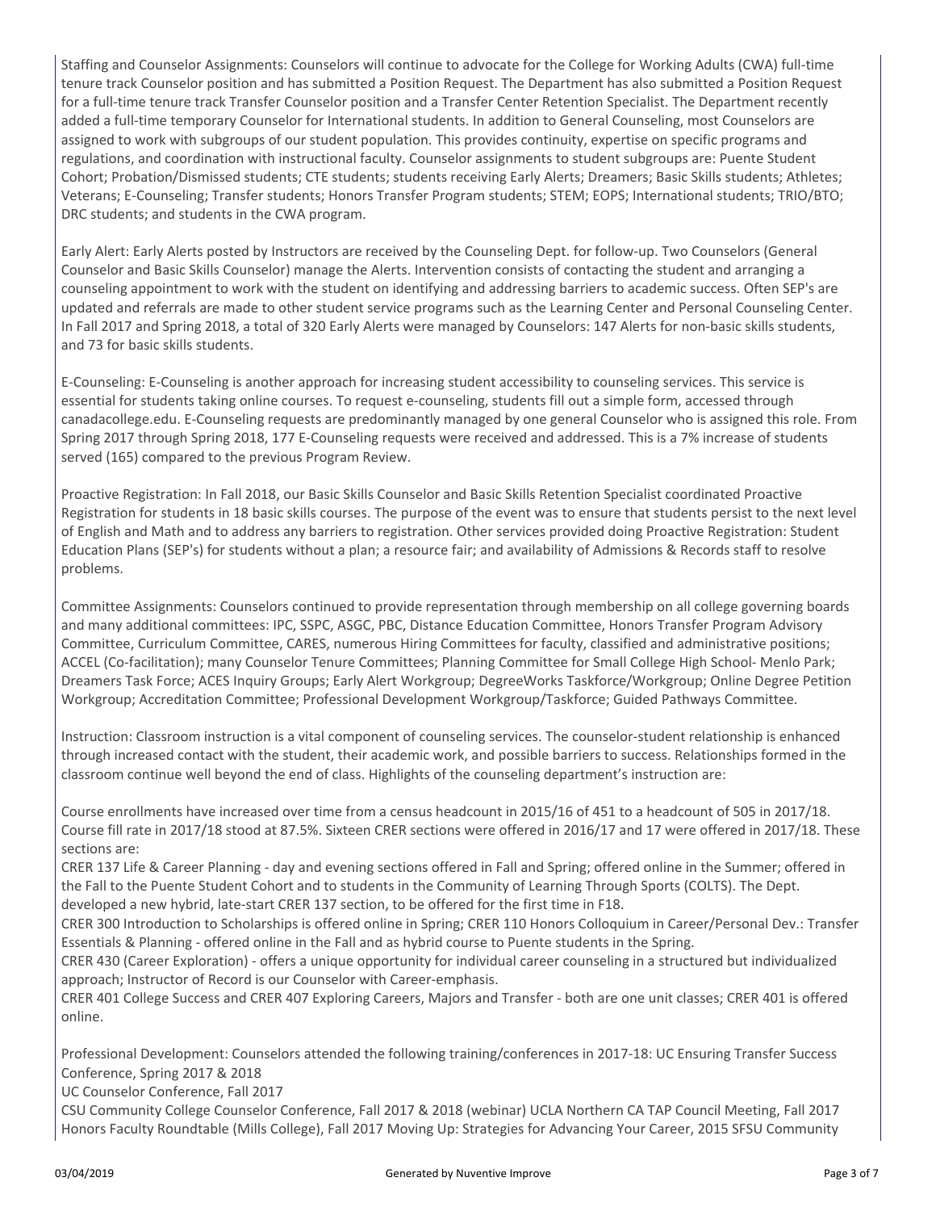Staffing and Counselor Assignments: Counselors will continue to advocate for the College for Working Adults (CWA) full-time tenure track Counselor position and has submitted a Position Request. The Department has also submitted a Position Request for a full-time tenure track Transfer Counselor position and a Transfer Center Retention Specialist. The Department recently added a full-time temporary Counselor for International students. In addition to General Counseling, most Counselors are assigned to work with subgroups of our student population. This provides continuity, expertise on specific programs and regulations, and coordination with instructional faculty. Counselor assignments to student subgroups are: Puente Student Cohort; Probation/Dismissed students; CTE students; students receiving Early Alerts; Dreamers; Basic Skills students; Athletes; Veterans; E-Counseling; Transfer students; Honors Transfer Program students; STEM; EOPS; International students; TRIO/BTO; DRC students; and students in the CWA program.

Early Alert: Early Alerts posted by Instructors are received by the Counseling Dept. for follow-up. Two Counselors (General Counselor and Basic Skills Counselor) manage the Alerts. Intervention consists of contacting the student and arranging a counseling appointment to work with the student on identifying and addressing barriers to academic success. Often SEP's are updated and referrals are made to other student service programs such as the Learning Center and Personal Counseling Center. In Fall 2017 and Spring 2018, a total of 320 Early Alerts were managed by Counselors: 147 Alerts for non-basic skills students, and 73 for basic skills students.

E-Counseling: E-Counseling is another approach for increasing student accessibility to counseling services. This service is essential for students taking online courses. To request e-counseling, students fill out a simple form, accessed through canadacollege.edu. E-Counseling requests are predominantly managed by one general Counselor who is assigned this role. From Spring 2017 through Spring 2018, 177 E-Counseling requests were received and addressed. This is a 7% increase of students served (165) compared to the previous Program Review.

Proactive Registration: In Fall 2018, our Basic Skills Counselor and Basic Skills Retention Specialist coordinated Proactive Registration for students in 18 basic skills courses. The purpose of the event was to ensure that students persist to the next level of English and Math and to address any barriers to registration. Other services provided doing Proactive Registration: Student Education Plans (SEP's) for students without a plan; a resource fair; and availability of Admissions & Records staff to resolve problems.

Committee Assignments: Counselors continued to provide representation through membership on all college governing boards and many additional committees: IPC, SSPC, ASGC, PBC, Distance Education Committee, Honors Transfer Program Advisory Committee, Curriculum Committee, CARES, numerous Hiring Committees for faculty, classified and administrative positions; ACCEL (Co-facilitation); many Counselor Tenure Committees; Planning Committee for Small College High School- Menlo Park; Dreamers Task Force; ACES Inquiry Groups; Early Alert Workgroup; DegreeWorks Taskforce/Workgroup; Online Degree Petition Workgroup; Accreditation Committee; Professional Development Workgroup/Taskforce; Guided Pathways Committee.

Instruction: Classroom instruction is a vital component of counseling services. The counselor-student relationship is enhanced through increased contact with the student, their academic work, and possible barriers to success. Relationships formed in the classroom continue well beyond the end of class. Highlights of the counseling department's instruction are:

Course enrollments have increased over time from a census headcount in 2015/16 of 451 to a headcount of 505 in 2017/18. Course fill rate in 2017/18 stood at 87.5%. Sixteen CRER sections were offered in 2016/17 and 17 were offered in 2017/18. These sections are:
CRER 137 Life & Career Planning - day and evening sections offered in Fall and Spring; offered online in the Summer; offered in the Fall to the Puente Student Cohort and to students in the Community of Learning Through Sports (COLTS). The Dept. developed a new hybrid, late-start CRER 137 section, to be offered for the first time in F18.
CRER 300 Introduction to Scholarships is offered online in Spring; CRER 110 Honors Colloquium in Career/Personal Dev.: Transfer Essentials & Planning - offered online in the Fall and as hybrid course to Puente students in the Spring.
CRER 430 (Career Exploration) - offers a unique opportunity for individual career counseling in a structured but individualized approach; Instructor of Record is our Counselor with Career-emphasis.
CRER 401 College Success and CRER 407 Exploring Careers, Majors and Transfer - both are one unit classes; CRER 401 is offered online.

Professional Development: Counselors attended the following training/conferences in 2017-18: UC Ensuring Transfer Success Conference, Spring 2017 & 2018
UC Counselor Conference, Fall 2017
CSU Community College Counselor Conference, Fall 2017 & 2018 (webinar) UCLA Northern CA TAP Council Meeting, Fall 2017
Honors Faculty Roundtable (Mills College), Fall 2017 Moving Up: Strategies for Advancing Your Career, 2015 SFSU Community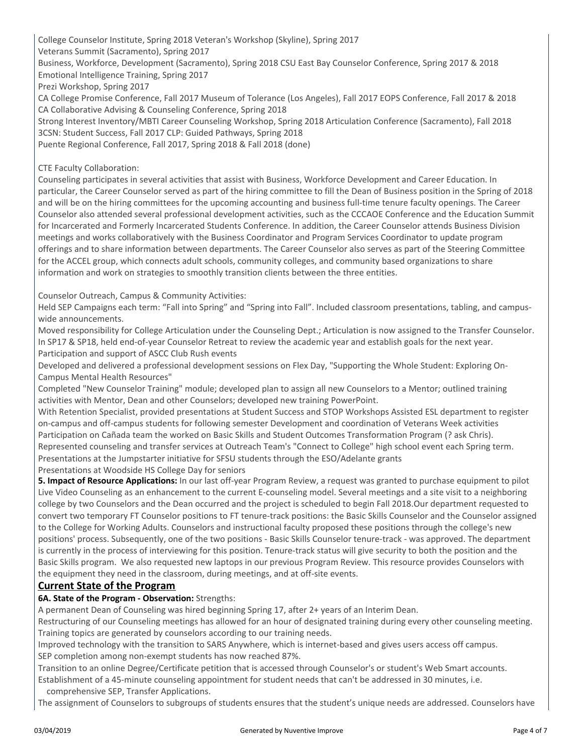College Counselor Institute, Spring 2018 Veteran's Workshop (Skyline), Spring 2017
Veterans Summit (Sacramento), Spring 2017
Business, Workforce, Development (Sacramento), Spring 2018 CSU East Bay Counselor Conference, Spring 2017 & 2018
Emotional Intelligence Training, Spring 2017
Prezi Workshop, Spring 2017
CA College Promise Conference, Fall 2017 Museum of Tolerance (Los Angeles), Fall 2017 EOPS Conference, Fall 2017 & 2018
CA Collaborative Advising & Counseling Conference, Spring 2018
Strong Interest Inventory/MBTI Career Counseling Workshop, Spring 2018 Articulation Conference (Sacramento), Fall 2018
3CSN: Student Success, Fall 2017 CLP: Guided Pathways, Spring 2018
Puente Regional Conference, Fall 2017, Spring 2018 & Fall 2018 (done)

CTE Faculty Collaboration:
Counseling participates in several activities that assist with Business, Workforce Development and Career Education. In particular, the Career Counselor served as part of the hiring committee to fill the Dean of Business position in the Spring of 2018 and will be on the hiring committees for the upcoming accounting and business full-time tenure faculty openings. The Career Counselor also attended several professional development activities, such as the CCCAOE Conference and the Education Summit for Incarcerated and Formerly Incarcerated Students Conference. In addition, the Career Counselor attends Business Division meetings and works collaboratively with the Business Coordinator and Program Services Coordinator to update program offerings and to share information between departments. The Career Counselor also serves as part of the Steering Committee for the ACCEL group, which connects adult schools, community colleges, and community based organizations to share information and work on strategies to smoothly transition clients between the three entities.

Counselor Outreach, Campus & Community Activities:
Held SEP Campaigns each term: "Fall into Spring" and "Spring into Fall". Included classroom presentations, tabling, and campus-wide announcements.
Moved responsibility for College Articulation under the Counseling Dept.; Articulation is now assigned to the Transfer Counselor.
In SP17 & SP18, held end-of-year Counselor Retreat to review the academic year and establish goals for the next year.
Participation and support of ASCC Club Rush events
Developed and delivered a professional development sessions on Flex Day, "Supporting the Whole Student: Exploring On-Campus Mental Health Resources"
Completed "New Counselor Training" module; developed plan to assign all new Counselors to a Mentor; outlined training activities with Mentor, Dean and other Counselors; developed new training PowerPoint.
With Retention Specialist, provided presentations at Student Success and STOP Workshops Assisted ESL department to register on-campus and off-campus students for following semester Development and coordination of Veterans Week activities
Participation on Cañada team the worked on Basic Skills and Student Outcomes Transformation Program (? ask Chris).
Represented counseling and transfer services at Outreach Team's "Connect to College" high school event each Spring term.
Presentations at the Jumpstarter initiative for SFSU students through the ESO/Adelante grants
Presentations at Woodside HS College Day for seniors

**5. Impact of Resource Applications:** In our last off-year Program Review, a request was granted to purchase equipment to pilot Live Video Counseling as an enhancement to the current E-counseling model. Several meetings and a site visit to a neighboring college by two Counselors and the Dean occurred and the project is scheduled to begin Fall 2018.Our department requested to convert two temporary FT Counselor positions to FT tenure-track positions: the Basic Skills Counselor and the Counselor assigned to the College for Working Adults. Counselors and instructional faculty proposed these positions through the college's new positions' process. Subsequently, one of the two positions - Basic Skills Counselor tenure-track - was approved. The department is currently in the process of interviewing for this position. Tenure-track status will give security to both the position and the Basic Skills program. We also requested new laptops in our previous Program Review. This resource provides Counselors with the equipment they need in the classroom, during meetings, and at off-site events.

## Current State of the Program

**6A. State of the Program - Observation:** Strengths:
A permanent Dean of Counseling was hired beginning Spring 17, after 2+ years of an Interim Dean.
Restructuring of our Counseling meetings has allowed for an hour of designated training during every other counseling meeting. Training topics are generated by counselors according to our training needs.
Improved technology with the transition to SARS Anywhere, which is internet-based and gives users access off campus.
SEP completion among non-exempt students has now reached 87%.
Transition to an online Degree/Certificate petition that is accessed through Counselor's or student's Web Smart accounts.
Establishment of a 45-minute counseling appointment for student needs that can't be addressed in 30 minutes, i.e. comprehensive SEP, Transfer Applications.
The assignment of Counselors to subgroups of students ensures that the student's unique needs are addressed. Counselors have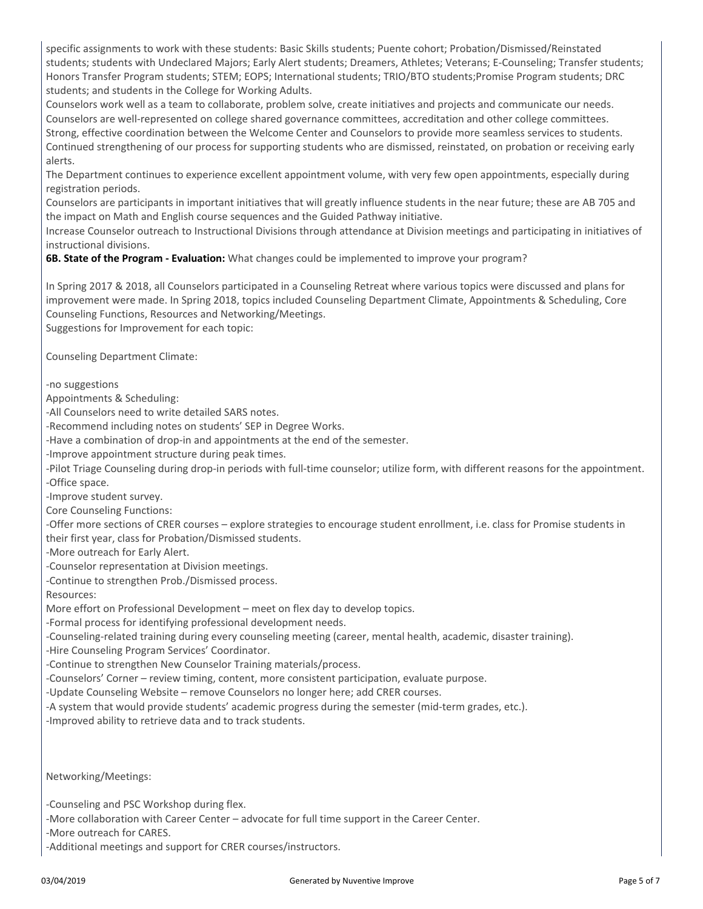specific assignments to work with these students: Basic Skills students; Puente cohort; Probation/Dismissed/Reinstated students; students with Undeclared Majors; Early Alert students; Dreamers, Athletes; Veterans; E-Counseling; Transfer students; Honors Transfer Program students; STEM; EOPS; International students; TRIO/BTO students;Promise Program students; DRC students; and students in the College for Working Adults.

Counselors work well as a team to collaborate, problem solve, create initiatives and projects and communicate our needs.

Counselors are well-represented on college shared governance committees, accreditation and other college committees.

Strong, effective coordination between the Welcome Center and Counselors to provide more seamless services to students.

Continued strengthening of our process for supporting students who are dismissed, reinstated, on probation or receiving early alerts.

The Department continues to experience excellent appointment volume, with very few open appointments, especially during registration periods.

Counselors are participants in important initiatives that will greatly influence students in the near future; these are AB 705 and the impact on Math and English course sequences and the Guided Pathway initiative.

Increase Counselor outreach to Instructional Divisions through attendance at Division meetings and participating in initiatives of instructional divisions.

**6B. State of the Program - Evaluation:** What changes could be implemented to improve your program?

In Spring 2017 & 2018, all Counselors participated in a Counseling Retreat where various topics were discussed and plans for improvement were made. In Spring 2018, topics included Counseling Department Climate, Appointments & Scheduling, Core Counseling Functions, Resources and Networking/Meetings.

Suggestions for Improvement for each topic:

Counseling Department Climate:

-no suggestions

Appointments & Scheduling:

-All Counselors need to write detailed SARS notes.

-Recommend including notes on students' SEP in Degree Works.

-Have a combination of drop-in and appointments at the end of the semester.

-Improve appointment structure during peak times.

-Pilot Triage Counseling during drop-in periods with full-time counselor; utilize form, with different reasons for the appointment.

-Office space.

-Improve student survey.

Core Counseling Functions:

-Offer more sections of CRER courses – explore strategies to encourage student enrollment, i.e. class for Promise students in their first year, class for Probation/Dismissed students.

-More outreach for Early Alert.

-Counselor representation at Division meetings.

-Continue to strengthen Prob./Dismissed process.

Resources:

More effort on Professional Development – meet on flex day to develop topics.

-Formal process for identifying professional development needs.

-Counseling-related training during every counseling meeting (career, mental health, academic, disaster training).

-Hire Counseling Program Services' Coordinator.

-Continue to strengthen New Counselor Training materials/process.

-Counselors' Corner – review timing, content, more consistent participation, evaluate purpose.

-Update Counseling Website – remove Counselors no longer here; add CRER courses.

-A system that would provide students' academic progress during the semester (mid-term grades, etc.).

-Improved ability to retrieve data and to track students.

Networking/Meetings:

-Counseling and PSC Workshop during flex.

-More collaboration with Career Center – advocate for full time support in the Career Center.

-More outreach for CARES.

-Additional meetings and support for CRER courses/instructors.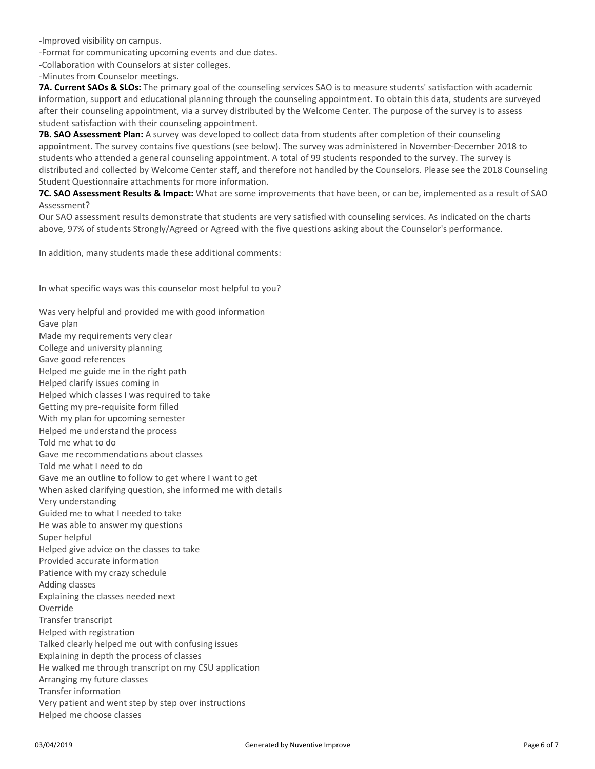-Improved visibility on campus.
-Format for communicating upcoming events and due dates.
-Collaboration with Counselors at sister colleges.
-Minutes from Counselor meetings.

**7A. Current SAOs & SLOs:** The primary goal of the counseling services SAO is to measure students' satisfaction with academic information, support and educational planning through the counseling appointment. To obtain this data, students are surveyed after their counseling appointment, via a survey distributed by the Welcome Center. The purpose of the survey is to assess student satisfaction with their counseling appointment.

**7B. SAO Assessment Plan:** A survey was developed to collect data from students after completion of their counseling appointment. The survey contains five questions (see below). The survey was administered in November-December 2018 to students who attended a general counseling appointment. A total of 99 students responded to the survey. The survey is distributed and collected by Welcome Center staff, and therefore not handled by the Counselors. Please see the 2018 Counseling Student Questionnaire attachments for more information.

**7C. SAO Assessment Results & Impact:** What are some improvements that have been, or can be, implemented as a result of SAO Assessment?

Our SAO assessment results demonstrate that students are very satisfied with counseling services. As indicated on the charts above, 97% of students Strongly/Agreed or Agreed with the five questions asking about the Counselor's performance.

In addition, many students made these additional comments:

In what specific ways was this counselor most helpful to you?

Was very helpful and provided me with good information
Gave plan
Made my requirements very clear
College and university planning
Gave good references
Helped me guide me in the right path
Helped clarify issues coming in
Helped which classes I was required to take
Getting my pre-requisite form filled
With my plan for upcoming semester
Helped me understand the process
Told me what to do
Gave me recommendations about classes
Told me what I need to do
Gave me an outline to follow to get where I want to get
When asked clarifying question, she informed me with details
Very understanding
Guided me to what I needed to take
He was able to answer my questions
Super helpful
Helped give advice on the classes to take
Provided accurate information
Patience with my crazy schedule
Adding classes
Explaining the classes needed next
Override
Transfer transcript
Helped with registration
Talked clearly helped me out with confusing issues
Explaining in depth the process of classes
He walked me through transcript on my CSU application
Arranging my future classes
Transfer information
Very patient and went step by step over instructions
Helped me choose classes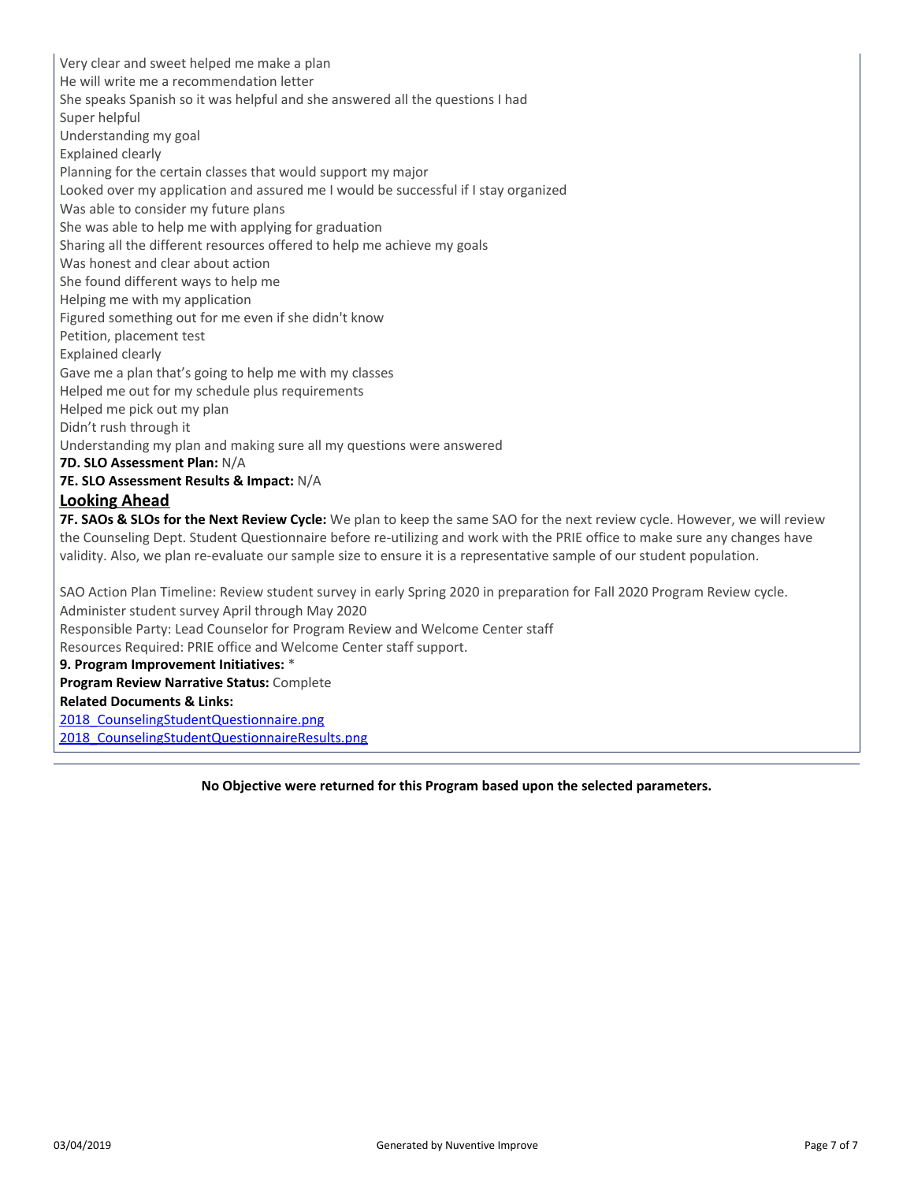Very clear and sweet helped me make a plan
He will write me a recommendation letter
She speaks Spanish so it was helpful and she answered all the questions I had
Super helpful
Understanding my goal
Explained clearly
Planning for the certain classes that would support my major
Looked over my application and assured me I would be successful if I stay organized
Was able to consider my future plans
She was able to help me with applying for graduation
Sharing all the different resources offered to help me achieve my goals
Was honest and clear about action
She found different ways to help me
Helping me with my application
Figured something out for me even if she didn't know
Petition, placement test
Explained clearly
Gave me a plan that's going to help me with my classes
Helped me out for my schedule plus requirements
Helped me pick out my plan
Didn't rush through it
Understanding my plan and making sure all my questions were answered

**7D. SLO Assessment Plan:** N/A

**7E. SLO Assessment Results & Impact:** N/A

## Looking Ahead

**7F. SAOs & SLOs for the Next Review Cycle:** We plan to keep the same SAO for the next review cycle. However, we will review the Counseling Dept. Student Questionnaire before re-utilizing and work with the PRIE office to make sure any changes have validity. Also, we plan re-evaluate our sample size to ensure it is a representative sample of our student population.

SAO Action Plan Timeline: Review student survey in early Spring 2020 in preparation for Fall 2020 Program Review cycle.
Administer student survey April through May 2020
Responsible Party: Lead Counselor for Program Review and Welcome Center staff
Resources Required: PRIE office and Welcome Center staff support.

**9. Program Improvement Initiatives:** *

**Program Review Narrative Status:** Complete

**Related Documents & Links:**

2018_CounselingStudentQuestionnaire.png
2018_CounselingStudentQuestionnaireResults.png

**No Objective were returned for this Program based upon the selected parameters.**